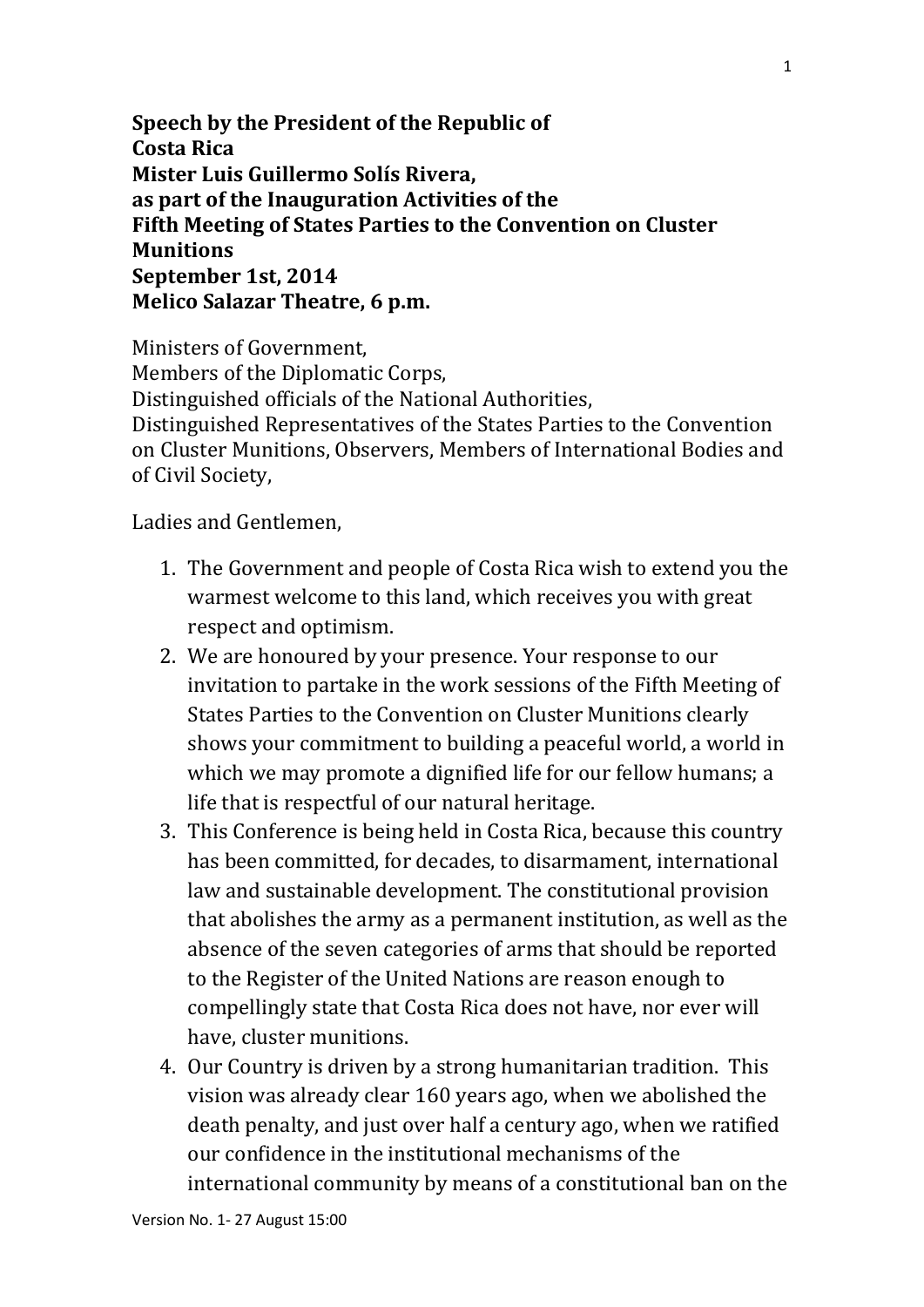**Speech by the President of the Republic of Costa Rica**
**Mister Luis Guillermo Solís Rivera,**
**as part of the Inauguration Activities of the Fifth Meeting of States Parties to the Convention on Cluster Munitions**
**September 1st, 2014**
**Melico Salazar Theatre, 6 p.m.**

Ministers of Government,
Members of the Diplomatic Corps,
Distinguished officials of the National Authorities,
Distinguished Representatives of the States Parties to the Convention on Cluster Munitions, Observers, Members of International Bodies and of Civil Society,

Ladies and Gentlemen,

1. The Government and people of Costa Rica wish to extend you the warmest welcome to this land, which receives you with great respect and optimism.
2. We are honoured by your presence. Your response to our invitation to partake in the work sessions of the Fifth Meeting of States Parties to the Convention on Cluster Munitions clearly shows your commitment to building a peaceful world, a world in which we may promote a dignified life for our fellow humans; a life that is respectful of our natural heritage.
3. This Conference is being held in Costa Rica, because this country has been committed, for decades, to disarmament, international law and sustainable development. The constitutional provision that abolishes the army as a permanent institution, as well as the absence of the seven categories of arms that should be reported to the Register of the United Nations are reason enough to compellingly state that Costa Rica does not have, nor ever will have, cluster munitions.
4. Our Country is driven by a strong humanitarian tradition. This vision was already clear 160 years ago, when we abolished the death penalty, and just over half a century ago, when we ratified our confidence in the institutional mechanisms of the international community by means of a constitutional ban on the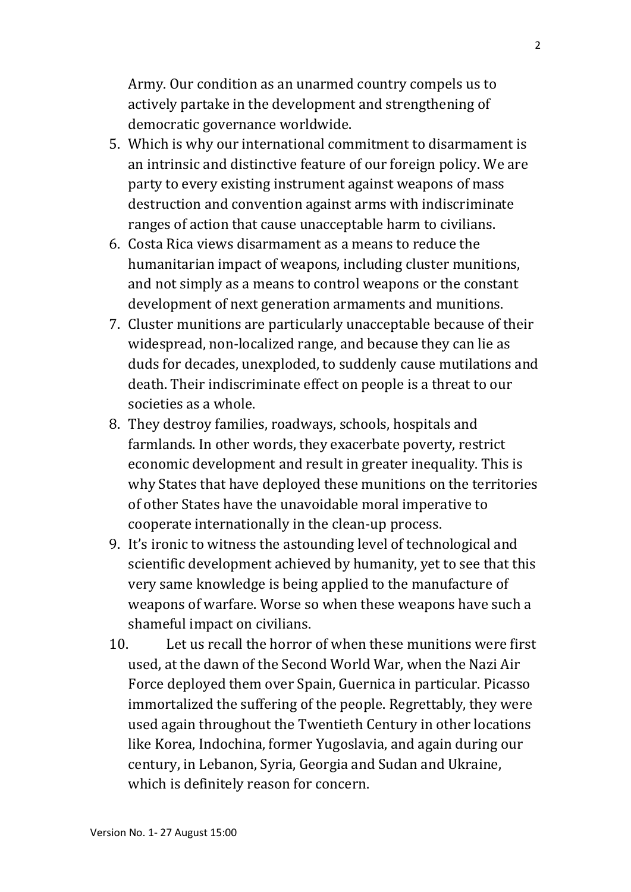Army. Our condition as an unarmed country compels us to actively partake in the development and strengthening of democratic governance worldwide.

5. Which is why our international commitment to disarmament is an intrinsic and distinctive feature of our foreign policy. We are party to every existing instrument against weapons of mass destruction and convention against arms with indiscriminate ranges of action that cause unacceptable harm to civilians.
6. Costa Rica views disarmament as a means to reduce the humanitarian impact of weapons, including cluster munitions, and not simply as a means to control weapons or the constant development of next generation armaments and munitions.
7. Cluster munitions are particularly unacceptable because of their widespread, non-localized range, and because they can lie as duds for decades, unexploded, to suddenly cause mutilations and death. Their indiscriminate effect on people is a threat to our societies as a whole.
8. They destroy families, roadways, schools, hospitals and farmlands. In other words, they exacerbate poverty, restrict economic development and result in greater inequality. This is why States that have deployed these munitions on the territories of other States have the unavoidable moral imperative to cooperate internationally in the clean-up process.
9. It's ironic to witness the astounding level of technological and scientific development achieved by humanity, yet to see that this very same knowledge is being applied to the manufacture of weapons of warfare. Worse so when these weapons have such a shameful impact on civilians.
10. Let us recall the horror of when these munitions were first used, at the dawn of the Second World War, when the Nazi Air Force deployed them over Spain, Guernica in particular. Picasso immortalized the suffering of the people. Regrettably, they were used again throughout the Twentieth Century in other locations like Korea, Indochina, former Yugoslavia, and again during our century, in Lebanon, Syria, Georgia and Sudan and Ukraine, which is definitely reason for concern.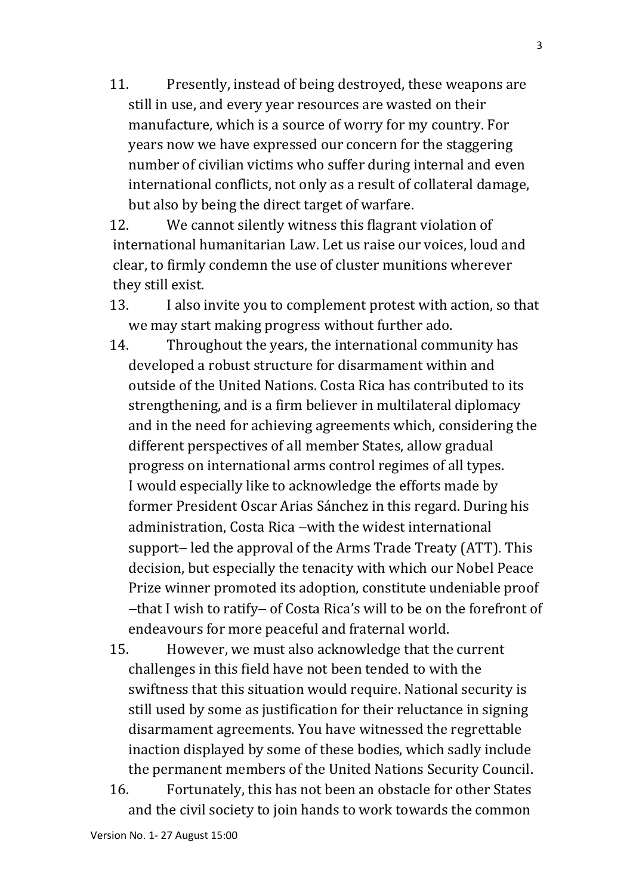11. Presently, instead of being destroyed, these weapons are still in use, and every year resources are wasted on their manufacture, which is a source of worry for my country. For years now we have expressed our concern for the staggering number of civilian victims who suffer during internal and even international conflicts, not only as a result of collateral damage, but also by being the direct target of warfare.
12. We cannot silently witness this flagrant violation of international humanitarian Law. Let us raise our voices, loud and clear, to firmly condemn the use of cluster munitions wherever they still exist.
13. I also invite you to complement protest with action, so that we may start making progress without further ado.
14. Throughout the years, the international community has developed a robust structure for disarmament within and outside of the United Nations. Costa Rica has contributed to its strengthening, and is a firm believer in multilateral diplomacy and in the need for achieving agreements which, considering the different perspectives of all member States, allow gradual progress on international arms control regimes of all types. I would especially like to acknowledge the efforts made by former President Oscar Arias Sánchez in this regard. During his administration, Costa Rica –with the widest international support– led the approval of the Arms Trade Treaty (ATT). This decision, but especially the tenacity with which our Nobel Peace Prize winner promoted its adoption, constitute undeniable proof –that I wish to ratify– of Costa Rica's will to be on the forefront of endeavours for more peaceful and fraternal world.
15. However, we must also acknowledge that the current challenges in this field have not been tended to with the swiftness that this situation would require. National security is still used by some as justification for their reluctance in signing disarmament agreements. You have witnessed the regrettable inaction displayed by some of these bodies, which sadly include the permanent members of the United Nations Security Council.
16. Fortunately, this has not been an obstacle for other States and the civil society to join hands to work towards the common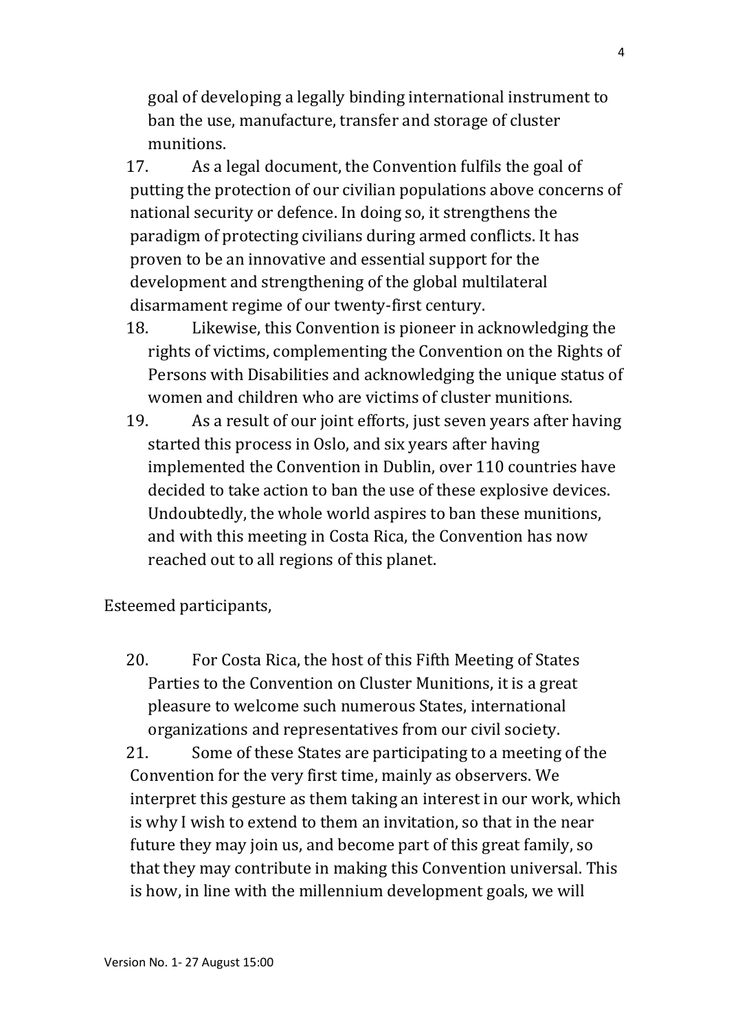goal of developing a legally binding international instrument to ban the use, manufacture, transfer and storage of cluster munitions.

17. As a legal document, the Convention fulfils the goal of putting the protection of our civilian populations above concerns of national security or defence. In doing so, it strengthens the paradigm of protecting civilians during armed conflicts. It has proven to be an innovative and essential support for the development and strengthening of the global multilateral disarmament regime of our twenty-first century.

18. Likewise, this Convention is pioneer in acknowledging the rights of victims, complementing the Convention on the Rights of Persons with Disabilities and acknowledging the unique status of women and children who are victims of cluster munitions.

19. As a result of our joint efforts, just seven years after having started this process in Oslo, and six years after having implemented the Convention in Dublin, over 110 countries have decided to take action to ban the use of these explosive devices. Undoubtedly, the whole world aspires to ban these munitions, and with this meeting in Costa Rica, the Convention has now reached out to all regions of this planet.

Esteemed participants,

20. For Costa Rica, the host of this Fifth Meeting of States Parties to the Convention on Cluster Munitions, it is a great pleasure to welcome such numerous States, international organizations and representatives from our civil society.

21. Some of these States are participating to a meeting of the Convention for the very first time, mainly as observers. We interpret this gesture as them taking an interest in our work, which is why I wish to extend to them an invitation, so that in the near future they may join us, and become part of this great family, so that they may contribute in making this Convention universal. This is how, in line with the millennium development goals, we will

Version No. 1- 27 August 15:00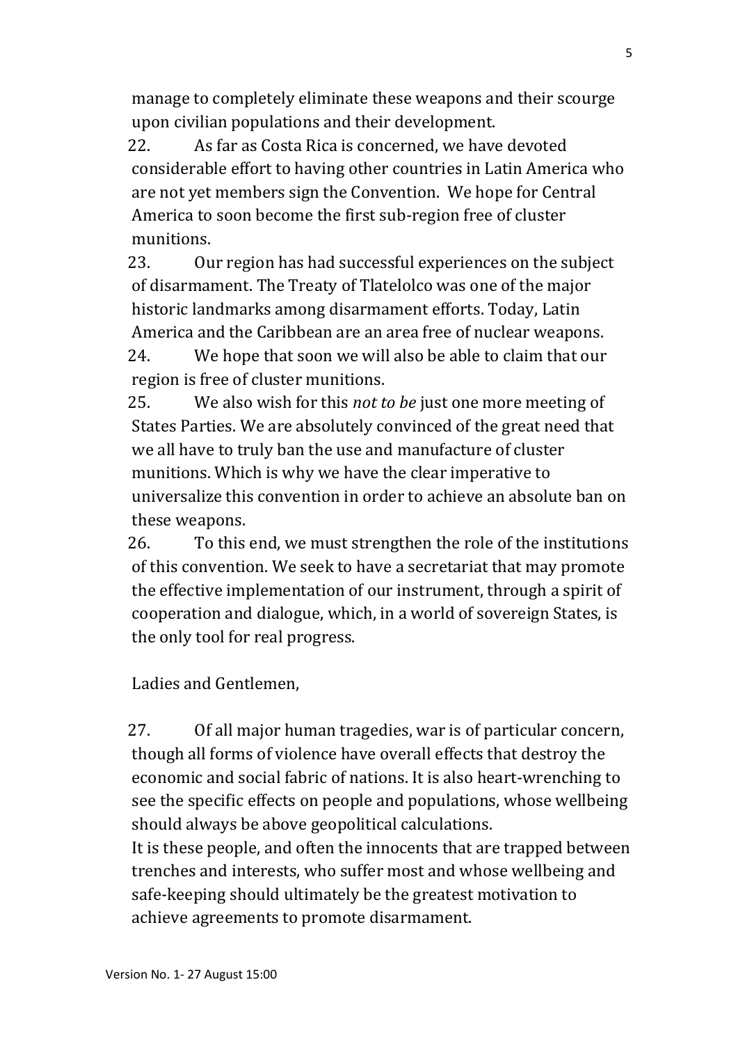manage to completely eliminate these weapons and their scourge upon civilian populations and their development.

22. As far as Costa Rica is concerned, we have devoted considerable effort to having other countries in Latin America who are not yet members sign the Convention. We hope for Central America to soon become the first sub-region free of cluster munitions.

23. Our region has had successful experiences on the subject of disarmament. The Treaty of Tlatelolco was one of the major historic landmarks among disarmament efforts. Today, Latin America and the Caribbean are an area free of nuclear weapons.

24. We hope that soon we will also be able to claim that our region is free of cluster munitions.

25. We also wish for this *not to be* just one more meeting of States Parties. We are absolutely convinced of the great need that we all have to truly ban the use and manufacture of cluster munitions. Which is why we have the clear imperative to universalize this convention in order to achieve an absolute ban on these weapons.

26. To this end, we must strengthen the role of the institutions of this convention. We seek to have a secretariat that may promote the effective implementation of our instrument, through a spirit of cooperation and dialogue, which, in a world of sovereign States, is the only tool for real progress.

Ladies and Gentlemen,

27. Of all major human tragedies, war is of particular concern, though all forms of violence have overall effects that destroy the economic and social fabric of nations. It is also heart-wrenching to see the specific effects on people and populations, whose wellbeing should always be above geopolitical calculations.
It is these people, and often the innocents that are trapped between trenches and interests, who suffer most and whose wellbeing and safe-keeping should ultimately be the greatest motivation to achieve agreements to promote disarmament.

Version No. 1- 27 August 15:00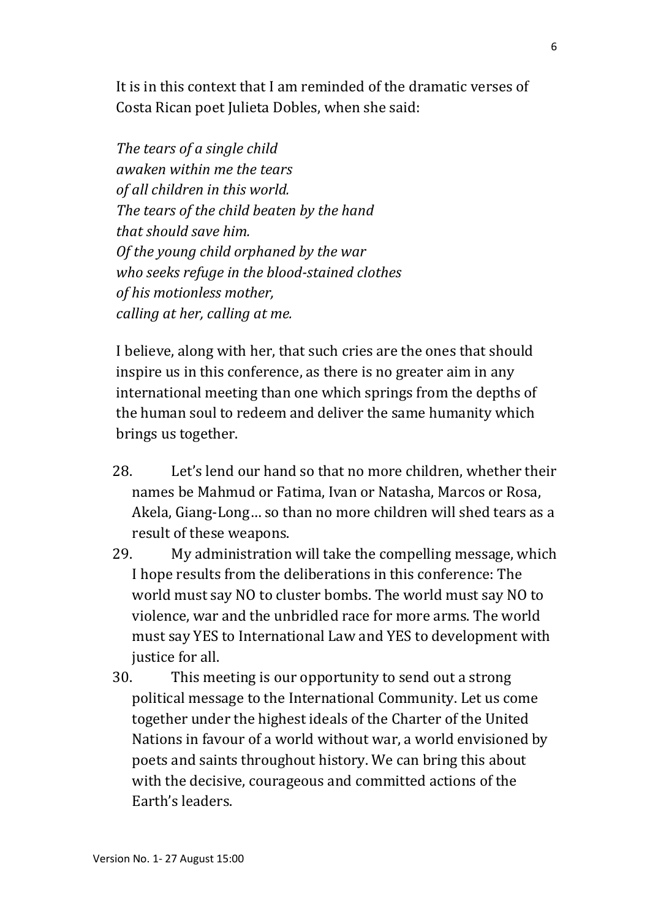It is in this context that I am reminded of the dramatic verses of Costa Rican poet Julieta Dobles, when she said:

*The tears of a single child*
*awaken within me the tears*
*of all children in this world.*
*The tears of the child beaten by the hand*
*that should save him.*
*Of the young child orphaned by the war*
*who seeks refuge in the blood-stained clothes*
*of his motionless mother,*
*calling at her, calling at me.*

I believe, along with her, that such cries are the ones that should inspire us in this conference, as there is no greater aim in any international meeting than one which springs from the depths of the human soul to redeem and deliver the same humanity which brings us together.

28. Let's lend our hand so that no more children, whether their names be Mahmud or Fatima, Ivan or Natasha, Marcos or Rosa, Akela, Giang-Long… so than no more children will shed tears as a result of these weapons.
29. My administration will take the compelling message, which I hope results from the deliberations in this conference: The world must say NO to cluster bombs. The world must say NO to violence, war and the unbridled race for more arms. The world must say YES to International Law and YES to development with justice for all.
30. This meeting is our opportunity to send out a strong political message to the International Community. Let us come together under the highest ideals of the Charter of the United Nations in favour of a world without war, a world envisioned by poets and saints throughout history. We can bring this about with the decisive, courageous and committed actions of the Earth's leaders.

Version No. 1- 27 August 15:00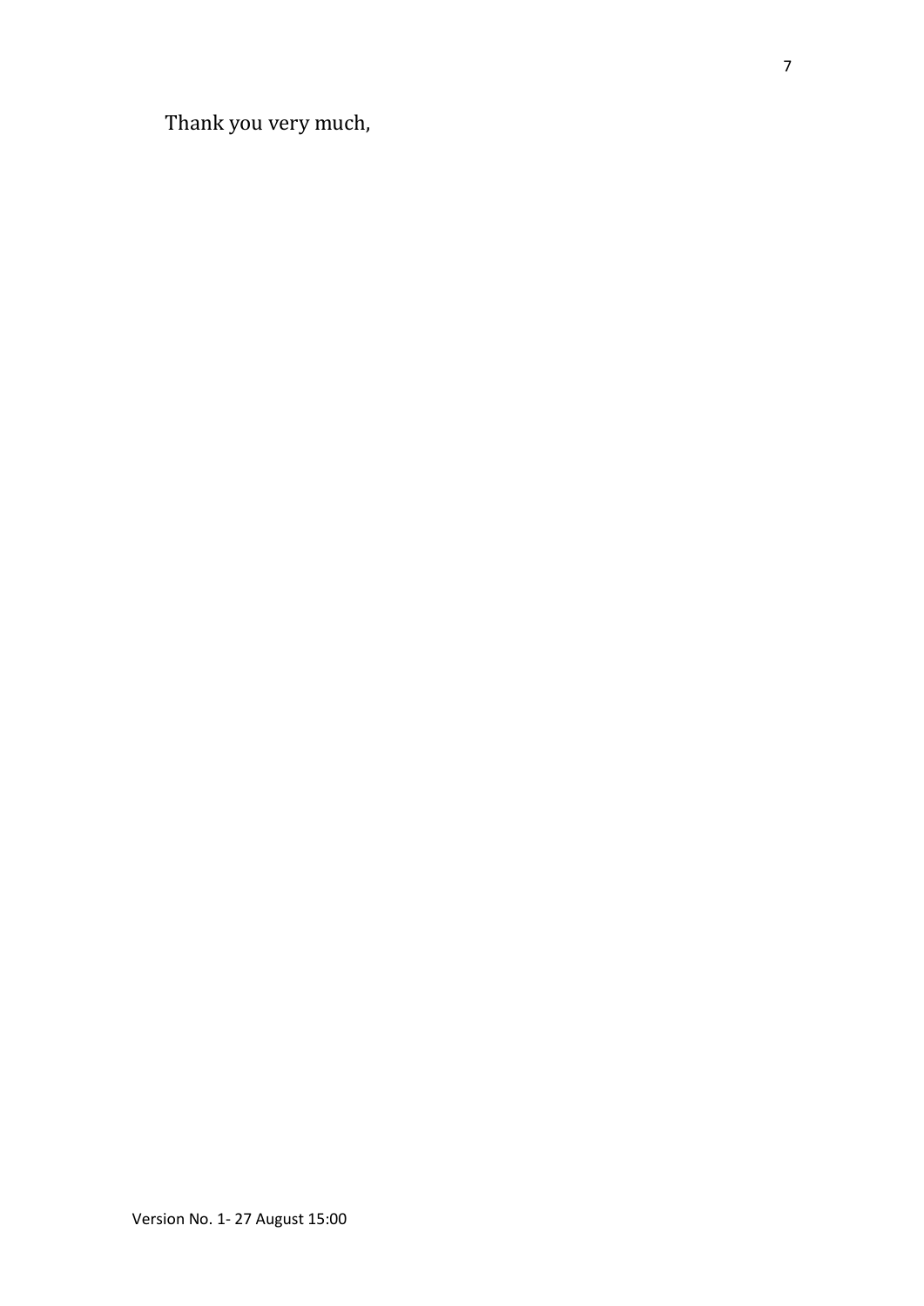Thank you very much,